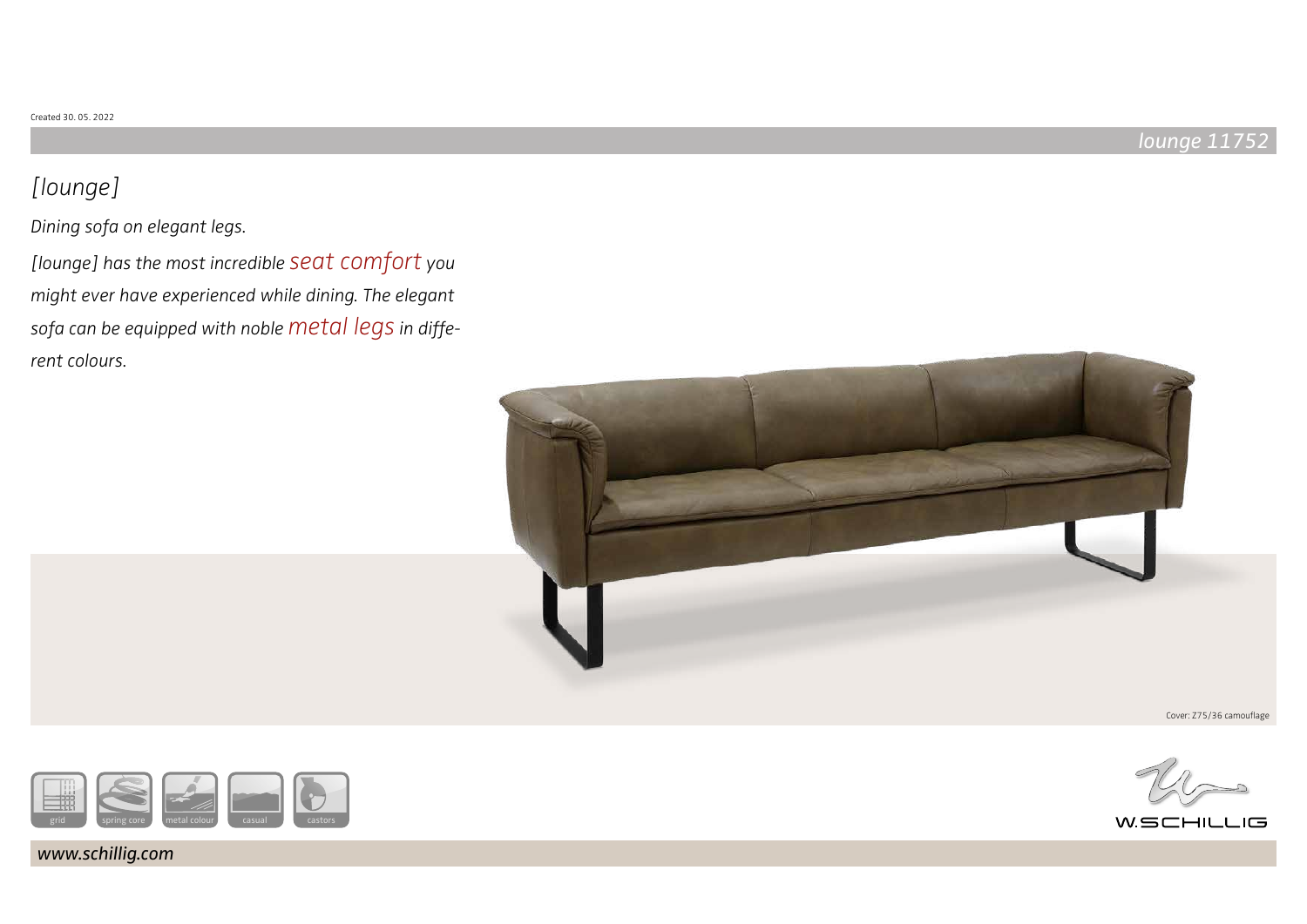Created 30. 05. 2022

*lounge 11752*

# *[lounge]*

*Dining sofa on elegant legs.*

*[lounge] has the most incredible seat comfort you might ever have experienced while dining. The elegant sofa can be equipped with noble metal legs in different colours.*

Cover: Z75/36 camouflage

grid | spring core | metal colour | casual | castors

W.SCHILLIG

*www.schillig.com*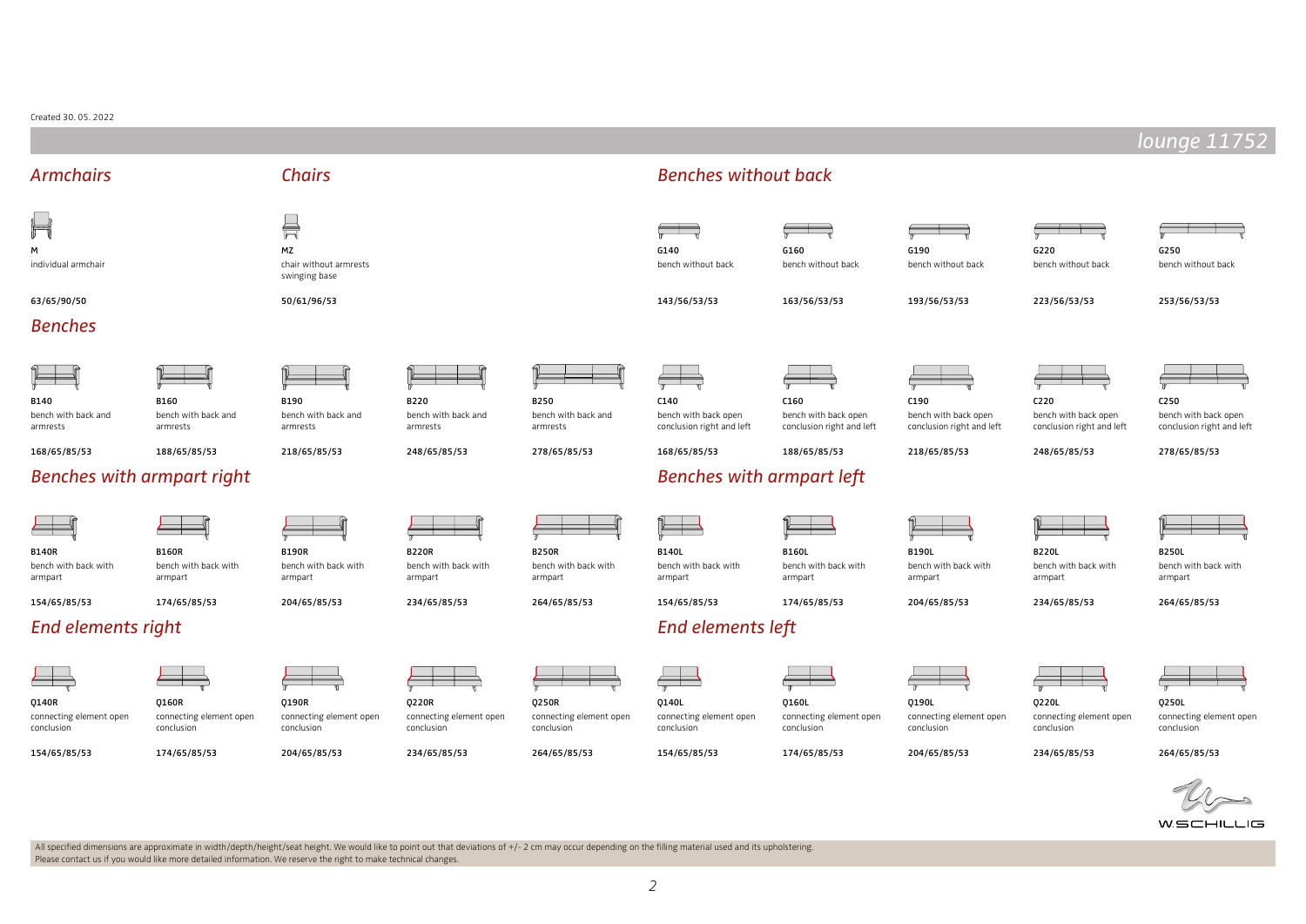Created 30. 05. 2022

# lounge 11752

## Armchairs

**M**
individual armchair
63/65/90/50

## Chairs

**MZ**
chair without armrests swinging base
50/61/96/53

## Benches without back

| Model | Description | Dimensions |
|---|---|---|
| G140 | bench without back | 143/56/53/53 |
| G160 | bench without back | 163/56/53/53 |
| G190 | bench without back | 193/56/53/53 |
| G220 | bench without back | 223/56/53/53 |
| G250 | bench without back | 253/56/53/53 |

## Benches

| Model | Description | Dimensions |
|---|---|---|
| B140 | bench with back and armrests | 168/65/85/53 |
| B160 | bench with back and armrests | 188/65/85/53 |
| B190 | bench with back and armrests | 218/65/85/53 |
| B220 | bench with back and armrests | 248/65/85/53 |
| B250 | bench with back and armrests | 278/65/85/53 |
| C140 | bench with back open conclusion right and left | 168/65/85/53 |
| C160 | bench with back open conclusion right and left | 188/65/85/53 |
| C190 | bench with back open conclusion right and left | 218/65/85/53 |
| C220 | bench with back open conclusion right and left | 248/65/85/53 |
| C250 | bench with back open conclusion right and left | 278/65/85/53 |

## Benches with armpart right

| Model | Description | Dimensions |
|---|---|---|
| B140R | bench with back with armpart | 154/65/85/53 |
| B160R | bench with back with armpart | 174/65/85/53 |
| B190R | bench with back with armpart | 204/65/85/53 |
| B220R | bench with back with armpart | 234/65/85/53 |
| B250R | bench with back with armpart | 264/65/85/53 |

## Benches with armpart left

| Model | Description | Dimensions |
|---|---|---|
| B140L | bench with back with armpart | 154/65/85/53 |
| B160L | bench with back with armpart | 174/65/85/53 |
| B190L | bench with back with armpart | 204/65/85/53 |
| B220L | bench with back with armpart | 234/65/85/53 |
| B250L | bench with back with armpart | 264/65/85/53 |

## End elements right

| Model | Description | Dimensions |
|---|---|---|
| Q140R | connecting element open conclusion | 154/65/85/53 |
| Q160R | connecting element open conclusion | 174/65/85/53 |
| Q190R | connecting element open conclusion | 204/65/85/53 |
| Q220R | connecting element open conclusion | 234/65/85/53 |
| Q250R | connecting element open conclusion | 264/65/85/53 |

## End elements left

| Model | Description | Dimensions |
|---|---|---|
| Q140L | connecting element open conclusion | 154/65/85/53 |
| Q160L | connecting element open conclusion | 174/65/85/53 |
| Q190L | connecting element open conclusion | 204/65/85/53 |
| Q220L | connecting element open conclusion | 234/65/85/53 |
| Q250L | connecting element open conclusion | 264/65/85/53 |

W.SCHILLIG

All specified dimensions are approximate in width/depth/height/seat height. We would like to point out that deviations of +/- 2 cm may occur depending on the filling material used and its upholstering.
Please contact us if you would like more detailed information. We reserve the right to make technical changes.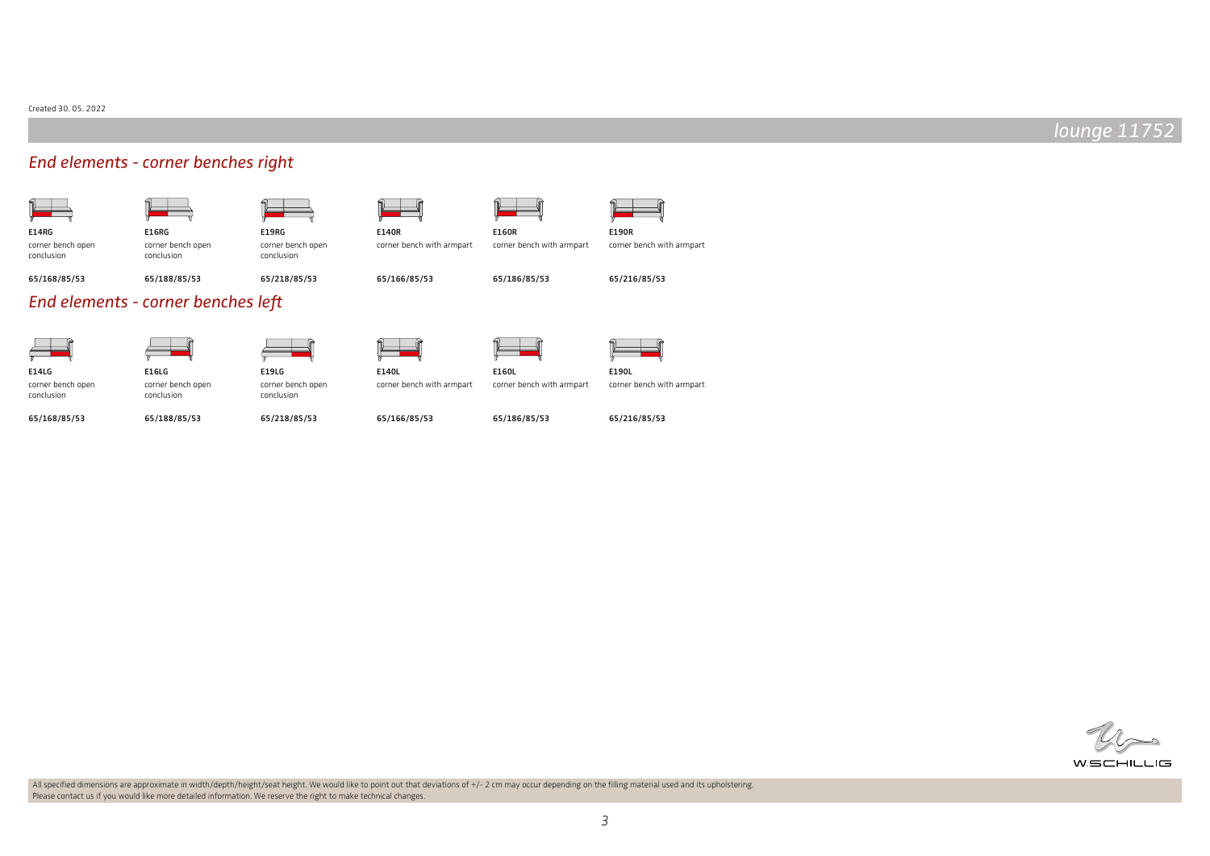Created 30. 05. 2022

*lounge 11752*

## *End elements - corner benches right*

| E14RG | E16RG | E19RG | E140R | E160R | E190R |
|---|---|---|---|---|---|
| corner bench open conclusion | corner bench open conclusion | corner bench open conclusion | corner bench with armpart | corner bench with armpart | corner bench with armpart |
| **65/168/85/53** | **65/188/85/53** | **65/218/85/53** | **65/166/85/53** | **65/186/85/53** | **65/216/85/53** |

## *End elements - corner benches left*

| E14LG | E16LG | E19LG | E140L | E160L | E190L |
|---|---|---|---|---|---|
| corner bench open conclusion | corner bench open conclusion | corner bench open conclusion | corner bench with armpart | corner bench with armpart | corner bench with armpart |
| **65/168/85/53** | **65/188/85/53** | **65/218/85/53** | **65/166/85/53** | **65/186/85/53** | **65/216/85/53** |

W.SCHILLIG

All specified dimensions are approximate in width/depth/height/seat height. We would like to point out that deviations of +/- 2 cm may occur depending on the filling material used and its upholstering.
Please contact us if you would like more detailed information. We reserve the right to make technical changes.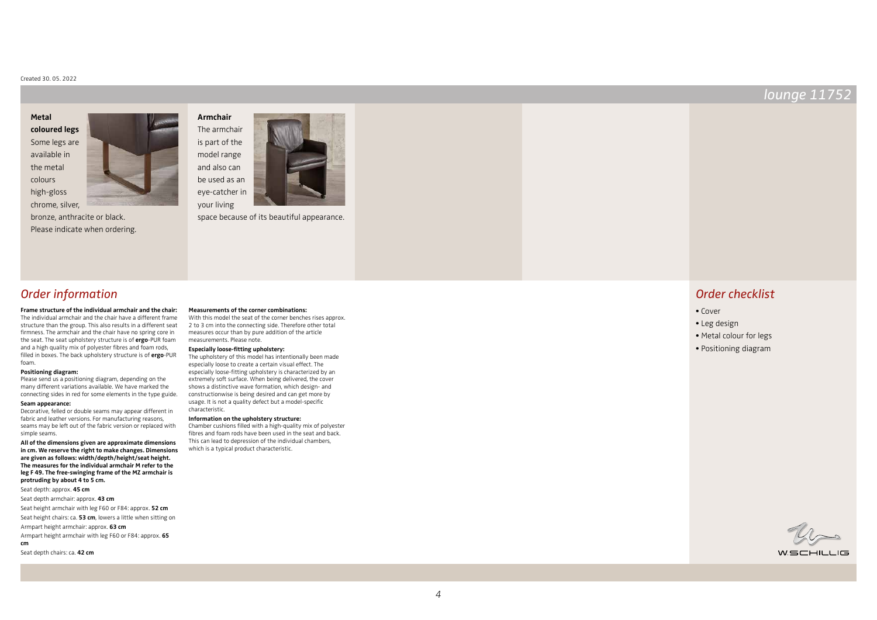Created 30. 05. 2022

# lounge 11752

**Metal coloured legs**
Some legs are available in the metal colours high-gloss chrome, silver, bronze, anthracite or black. Please indicate when ordering.

**Armchair**
The armchair is part of the model range and also can be used as an eye-catcher in your living space because of its beautiful appearance.

## Order information

**Frame structure of the individual armchair and the chair:**
The individual armchair and the chair have a different frame structure than the group. This also results in a different seat firmness. The armchair and the chair have no spring core in the seat. The seat upholstery structure is of **ergo**-PUR foam and a high quality mix of polyester fibres and foam rods, filled in boxes. The back upholstery structure is of **ergo**-PUR foam.

**Positioning diagram:**
Please send us a positioning diagram, depending on the many different variations available. We have marked the connecting sides in red for some elements in the type guide.

**Seam appearance:**
Decorative, felled or double seams may appear different in fabric and leather versions. For manufacturing reasons, seams may be left out of the fabric version or replaced with simple seams.

**All of the dimensions given are approximate dimensions in cm. We reserve the right to make changes. Dimensions are given as follows: width/depth/height/seat height. The measures for the individual armchair M refer to the leg F 49. The free-swinging frame of the MZ armchair is protruding by about 4 to 5 cm.**

Seat depth: approx. **45 cm**

Seat depth armchair: approx. **43 cm**

Seat height armchair with leg F60 or F84: approx. **52 cm**

Seat height chairs: ca. **53 cm**, lowers a little when sitting on

Armpart height armchair: approx. **63 cm**

Armpart height armchair with leg F60 or F84: approx. **65 cm**

Seat depth chairs: ca. **42 cm**

**Measurements of the corner combinations:**
With this model the seat of the corner benches rises approx. 2 to 3 cm into the connecting side. Therefore other total measures occur than by pure addition of the article measurements. Please note.

**Especially loose-fitting upholstery:**
The upholstery of this model has intentionally been made especially loose to create a certain visual effect. The especially loose-fitting upholstery is characterized by an extremely soft surface. When being delivered, the cover shows a distinctive wave formation, which design- and constructionwise is being desired and can get more by usage. It is not a quality defect but a model-specific characteristic.

**Information on the upholstery structure:**
Chamber cushions filled with a high-quality mix of polyester fibres and foam rods have been used in the seat and back. This can lead to depression of the individual chambers, which is a typical product characteristic.

## Order checklist

- Cover
- Leg design
- Metal colour for legs
- Positioning diagram

W.SCHILLIG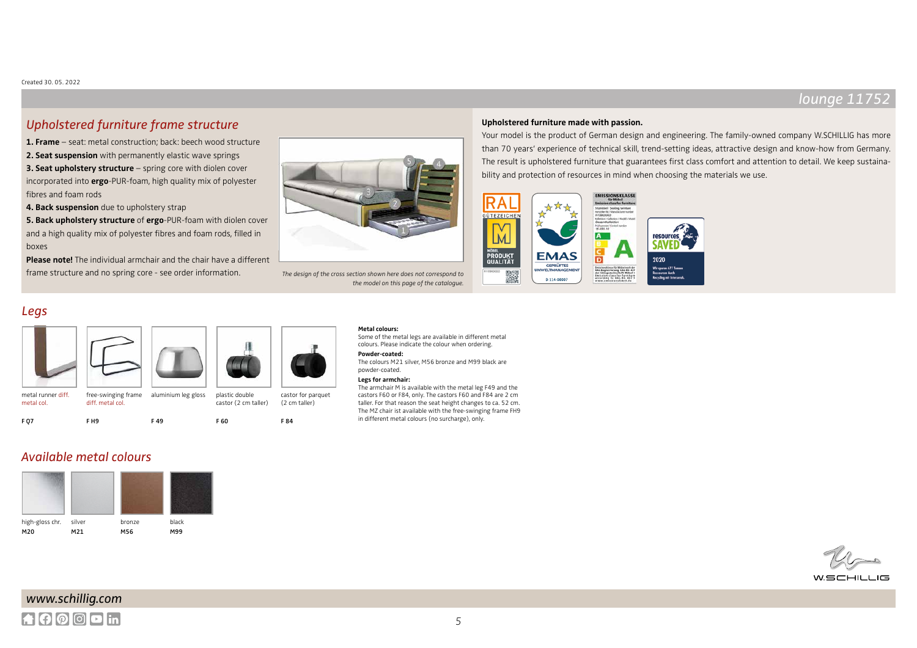Created 30. 05. 2022

# lounge 11752

## Upholstered furniture frame structure

**1. Frame** – seat: metal construction; back: beech wood structure
**2. Seat suspension** with permanently elastic wave springs
**3. Seat upholstery structure** – spring core with diolen cover incorporated into **ergo**-PUR-foam, high quality mix of polyester fibres and foam rods
**4. Back suspension** due to upholstery strap
**5. Back upholstery structure** of **ergo**-PUR-foam with diolen cover and a high quality mix of polyester fibres and foam rods, filled in boxes
**Please note!** The individual armchair and the chair have a different frame structure and no spring core - see order information.

*The design of the cross section shown here does not correspond to the model on this page of the catalogue.*

**Upholstered furniture made with passion.**

Your model is the product of German design and engineering. The family-owned company W.SCHILLIG has more than 70 years' experience of technical skill, trend-setting ideas, attractive design and know-how from Germany. The result is upholstered furniture that guarantees first class comfort and attention to detail. We keep sustainability and protection of resources in mind when choosing the materials we use.

## Legs

| F Q7 | F H9 | F 49 | F 60 | F 84 |
|---|---|---|---|---|
| metal runner diff. metal col. | free-swinging frame diff. metal col. | aluminium leg gloss | plastic double castor (2 cm taller) | castor for parquet (2 cm taller) |

**Metal colours:**
Some of the metal legs are available in different metal colours. Please indicate the colour when ordering.

**Powder-coated:**
The colours M21 silver, M56 bronze and M99 black are powder-coated.

**Legs for armchair:**
The armchair M is available with the metal leg F49 and the castors F60 or F84, only. The castors F60 and F84 are 2 cm taller. For that reason the seat height changes to ca. 52 cm. The MZ chair ist available with the free-swinging frame FH9 in different metal colours (no surcharge), only.

## Available metal colours

| M20 | M21 | M56 | M99 |
|---|---|---|---|
| high-gloss chr. | silver | bronze | black |

www.schillig.com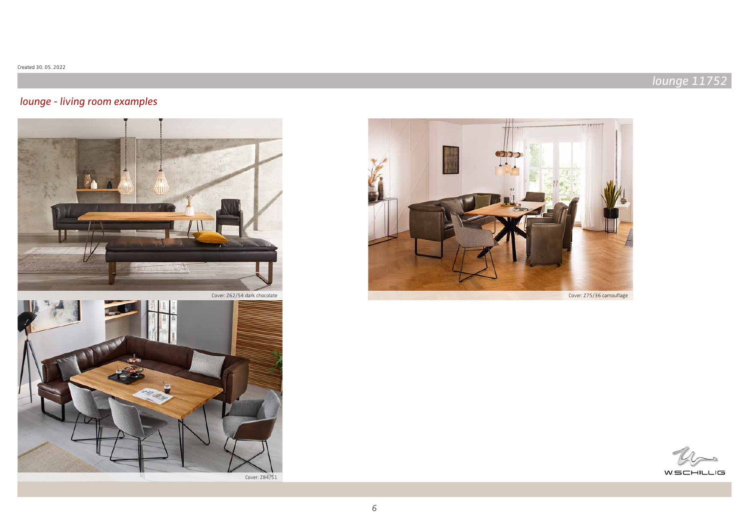Created 30. 05. 2022

# lounge 11752

## lounge - living room examples

Cover: Z62/54 dark chocolate

Cover: Z75/36 camouflage

Cover: Z84/51